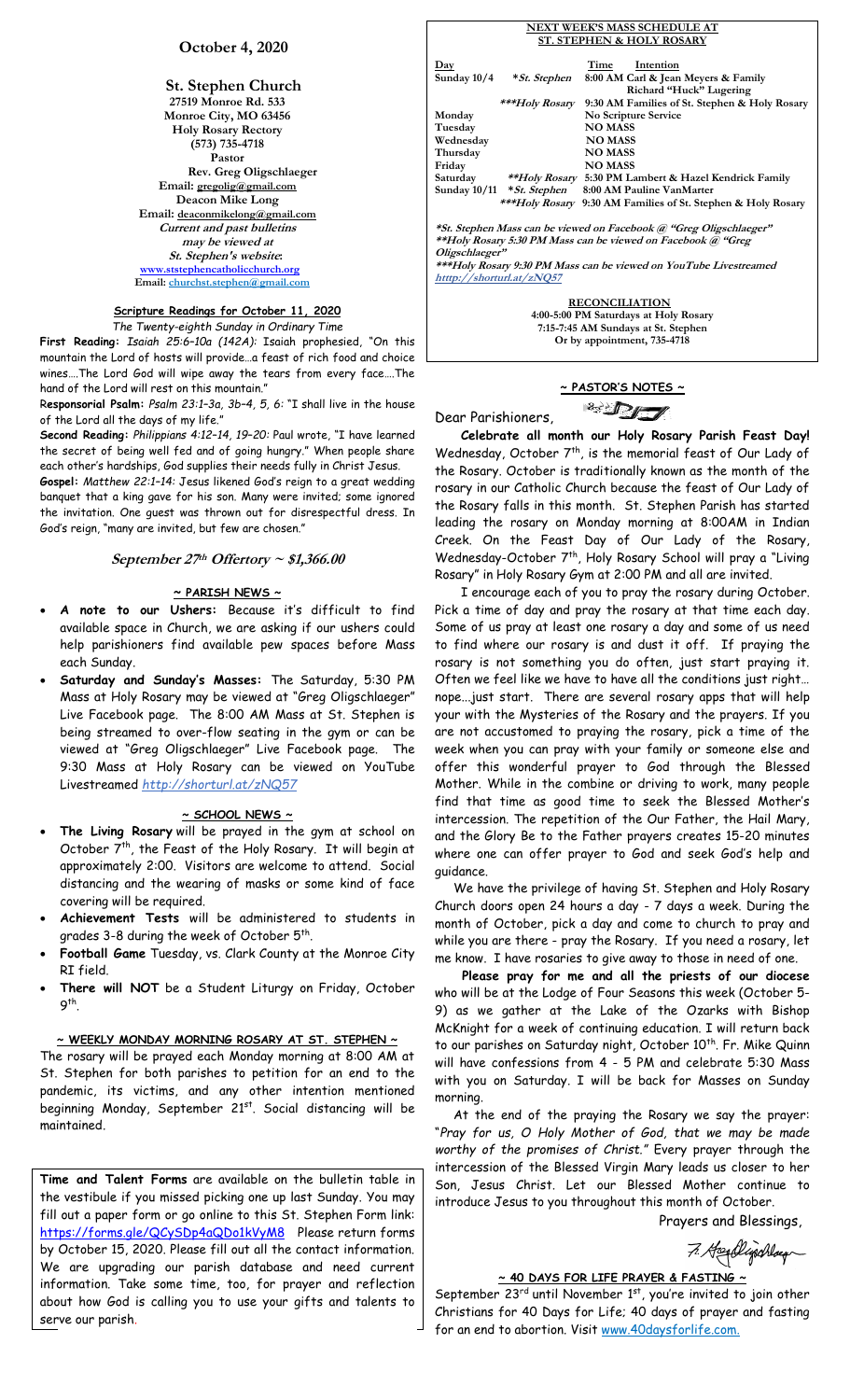# October 4, 2020

**St. Stephen Church**
27519 Monroe Rd. 533
Monroe City, MO 63456
Holy Rosary Rectory
(573) 735-4718
Pastor
Rev. Greg Oligschlaeger
Email: gregolig@gmail.com
Deacon Mike Long
Email: deaconmikelong@gmail.com
*Current and past bulletins may be viewed at St. Stephen's website:*
www.ststephencatholicchurch.org
Email: churchst.stephen@gmail.com

## Scripture Readings for October 11, 2020

*The Twenty-eighth Sunday in Ordinary Time*

**First Reading:** *Isaiah 25:6–10a (142A):* Isaiah prophesied, "On this mountain the Lord of hosts will provide…a feast of rich food and choice wines….The Lord God will wipe away the tears from every face….The hand of the Lord will rest on this mountain."

**Responsorial Psalm:** *Psalm 23:1–3a, 3b–4, 5, 6:* "I shall live in the house of the Lord all the days of my life."

**Second Reading:** *Philippians 4:12–14, 19–20:* Paul wrote, "I have learned the secret of being well fed and of going hungry." When people share each other's hardships, God supplies their needs fully in Christ Jesus.

**Gospel:** *Matthew 22:1–14:* Jesus likened God's reign to a great wedding banquet that a king gave for his son. Many were invited; some ignored the invitation. One guest was thrown out for disrespectful dress. In God's reign, "many are invited, but few are chosen."

***September 27th Offertory ~ $1,366.00***

## ~ PARISH NEWS ~

- **A note to our Ushers:** Because it's difficult to find available space in Church, we are asking if our ushers could help parishioners find available pew spaces before Mass each Sunday.
- **Saturday and Sunday's Masses:** The Saturday, 5:30 PM Mass at Holy Rosary may be viewed at "Greg Oligschlaeger" Live Facebook page. The 8:00 AM Mass at St. Stephen is being streamed to over-flow seating in the gym or can be viewed at "Greg Oligschlaeger" Live Facebook page. The 9:30 Mass at Holy Rosary can be viewed on YouTube Livestreamed *http://shorturl.at/zNQ57*

## ~ SCHOOL NEWS ~

- **The Living Rosary** will be prayed in the gym at school on October 7th, the Feast of the Holy Rosary. It will begin at approximately 2:00. Visitors are welcome to attend. Social distancing and the wearing of masks or some kind of face covering will be required.
- **Achievement Tests** will be administered to students in grades 3-8 during the week of October 5th.
- **Football Game** Tuesday, vs. Clark County at the Monroe City RI field.
- **There will NOT** be a Student Liturgy on Friday, October 9th.

## ~ WEEKLY MONDAY MORNING ROSARY AT ST. STEPHEN ~

The rosary will be prayed each Monday morning at 8:00 AM at St. Stephen for both parishes to petition for an end to the pandemic, its victims, and any other intention mentioned beginning Monday, September 21st. Social distancing will be maintained.

**Time and Talent Forms** are available on the bulletin table in the vestibule if you missed picking one up last Sunday. You may fill out a paper form or go online to this St. Stephen Form link: https://forms.gle/QCySDp4aQDo1kVyM8 Please return forms by October 15, 2020. Please fill out all the contact information. We are upgrading our parish database and need current information. Take some time, too, for prayer and reflection about how God is calling you to use your gifts and talents to serve our parish.

## NEXT WEEK'S MASS SCHEDULE AT ST. STEPHEN & HOLY ROSARY

| Day | | Time | Intention |
|---|---|---|---|
| Sunday 10/4 | *St. Stephen | 8:00 AM | Carl & Jean Meyers & Family Richard "Huck" Lugering |
| | ***Holy Rosary | 9:30 AM | Families of St. Stephen & Holy Rosary |
| Monday | | | No Scripture Service |
| Tuesday | | | NO MASS |
| Wednesday | | | NO MASS |
| Thursday | | | NO MASS |
| Friday | | | NO MASS |
| Saturday | **Holy Rosary | 5:30 PM | Lambert & Hazel Kendrick Family |
| Sunday 10/11 | *St. Stephen | 8:00 AM | Pauline VanMarter |
| | ***Holy Rosary | 9:30 AM | Families of St. Stephen & Holy Rosary |

*\*St. Stephen Mass can be viewed on Facebook @ "Greg Oligschlaeger"*
*\*\*Holy Rosary 5:30 PM Mass can be viewed on Facebook @ "Greg Oligschlaeger"*
*\*\*\*Holy Rosary 9:30 PM Mass can be viewed on YouTube Livestreamed http://shorturl.at/zNQ57*

**RECONCILIATION**
4:00-5:00 PM Saturdays at Holy Rosary
7:15-7:45 AM Sundays at St. Stephen
Or by appointment, 735-4718

## ~ PASTOR'S NOTES ~

Dear Parishioners,

**Celebrate all month our Holy Rosary Parish Feast Day!** Wednesday, October 7th, is the memorial feast of Our Lady of the Rosary. October is traditionally known as the month of the rosary in our Catholic Church because the feast of Our Lady of the Rosary falls in this month. St. Stephen Parish has started leading the rosary on Monday morning at 8:00AM in Indian Creek. On the Feast Day of Our Lady of the Rosary, Wednesday-October 7th, Holy Rosary School will pray a "Living Rosary" in Holy Rosary Gym at 2:00 PM and all are invited.

I encourage each of you to pray the rosary during October. Pick a time of day and pray the rosary at that time each day. Some of us pray at least one rosary a day and some of us need to find where our rosary is and dust it off. If praying the rosary is not something you do often, just start praying it. Often we feel like we have to have all the conditions just right… nope...just start. There are several rosary apps that will help your with the Mysteries of the Rosary and the prayers. If you are not accustomed to praying the rosary, pick a time of the week when you can pray with your family or someone else and offer this wonderful prayer to God through the Blessed Mother. While in the combine or driving to work, many people find that time as good time to seek the Blessed Mother's intercession. The repetition of the Our Father, the Hail Mary, and the Glory Be to the Father prayers creates 15-20 minutes where one can offer prayer to God and seek God's help and guidance.

We have the privilege of having St. Stephen and Holy Rosary Church doors open 24 hours a day - 7 days a week. During the month of October, pick a day and come to church to pray and while you are there - pray the Rosary. If you need a rosary, let me know. I have rosaries to give away to those in need of one.

**Please pray for me and all the priests of our diocese** who will be at the Lodge of Four Seasons this week (October 5-9) as we gather at the Lake of the Ozarks with Bishop McKnight for a week of continuing education. I will return back to our parishes on Saturday night, October 10th. Fr. Mike Quinn will have confessions from 4 - 5 PM and celebrate 5:30 Mass with you on Saturday. I will be back for Masses on Sunday morning.

At the end of the praying the Rosary we say the prayer: "*Pray for us, O Holy Mother of God, that we may be made worthy of the promises of Christ.*" Every prayer through the intercession of the Blessed Virgin Mary leads us closer to her Son, Jesus Christ. Let our Blessed Mother continue to introduce Jesus to you throughout this month of October.

Prayers and Blessings,

Fr. Greg Oligschlaeger

## ~ 40 DAYS FOR LIFE PRAYER & FASTING ~

September 23rd until November 1st, you're invited to join other Christians for 40 Days for Life; 40 days of prayer and fasting for an end to abortion. Visit www.40daysforlife.com.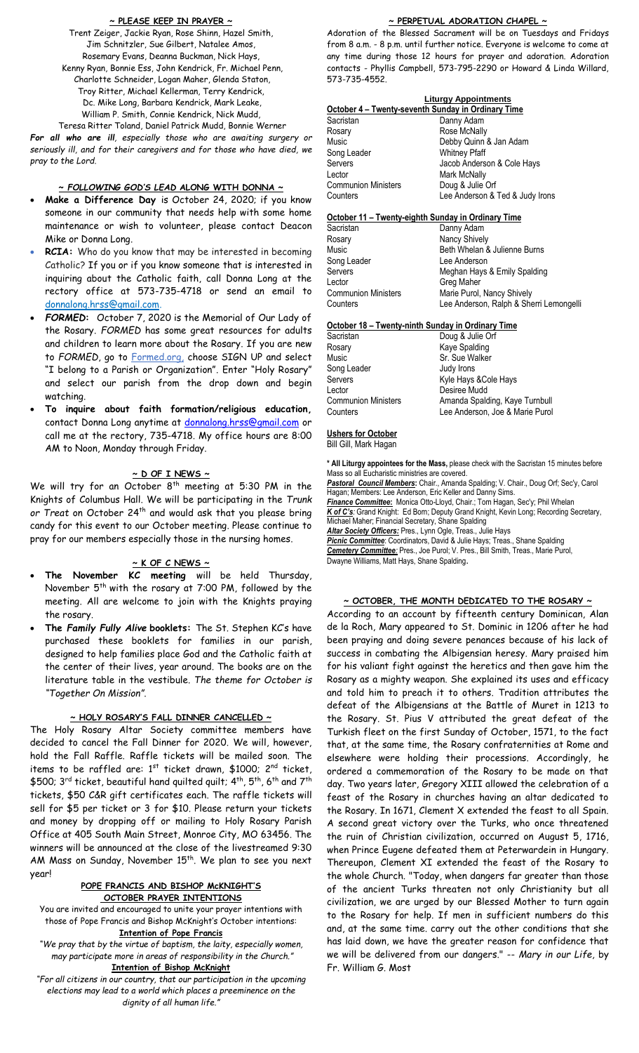## ~ PLEASE KEEP IN PRAYER ~

Trent Zeiger, Jackie Ryan, Rose Shinn, Hazel Smith,
Jim Schnitzler, Sue Gilbert, Natalee Amos,
Rosemary Evans, Deanna Buckman, Nick Hays,
Kenny Ryan, Bonnie Ess, John Kendrick, Fr. Michael Penn,
Charlotte Schneider, Logan Maher, Glenda Staton,
Troy Ritter, Michael Kellerman, Terry Kendrick,
Dc. Mike Long, Barbara Kendrick, Mark Leake,
William P. Smith, Connie Kendrick, Nick Mudd,
Teresa Ritter Toland, Daniel Patrick Mudd, Bonnie Werner

***For all who are ill**, especially those who are awaiting surgery or seriously ill, and for their caregivers and for those who have died, we pray to the Lord.*

## ~ *FOLLOWING GOD'S LEAD* ALONG WITH DONNA ~

- **Make a Difference Day** is October 24, 2020; if you know someone in our community that needs help with some home maintenance or wish to volunteer, please contact Deacon Mike or Donna Long.
- **RCIA:** Who do you know that may be interested in becoming Catholic? If you or if you know someone that is interested in inquiring about the Catholic faith, call Donna Long at the rectory office at 573-735-4718 or send an email to donnalong.hrss@gmail.com.
- ***FORMED*:** October 7, 2020 is the Memorial of Our Lady of the Rosary. *FORMED* has some great resources for adults and children to learn more about the Rosary. If you are new to *FORMED*, go to Formed.org, choose SIGN UP and select "I belong to a Parish or Organization". Enter "Holy Rosary" and select our parish from the drop down and begin watching.
- **To inquire about faith formation/religious education,** contact Donna Long anytime at donnalong.hrss@gmail.com or call me at the rectory, 735-4718. My office hours are 8:00 AM to Noon, Monday through Friday.

## ~ D OF I NEWS ~

We will try for an October 8th meeting at 5:30 PM in the Knights of Columbus Hall. We will be participating in the *Trunk or Treat* on October 24th and would ask that you please bring candy for this event to our October meeting. Please continue to pray for our members especially those in the nursing homes.

## ~ K OF C NEWS ~

- **The November KC meeting** will be held Thursday, November 5th with the rosary at 7:00 PM, followed by the meeting. All are welcome to join with the Knights praying the rosary.
- **The *Family Fully Alive* booklets:** The St. Stephen KC's have purchased these booklets for families in our parish, designed to help families place God and the Catholic faith at the center of their lives, year around. The books are on the literature table in the vestibule. *The theme for October is "Together On Mission".*

## ~ HOLY ROSARY'S FALL DINNER CANCELLED ~

The Holy Rosary Altar Society committee members have decided to cancel the Fall Dinner for 2020. We will, however, hold the Fall Raffle. Raffle tickets will be mailed soon. The items to be raffled are: 1st ticket drawn, $1000; 2nd ticket, $500; 3rd ticket, beautiful hand quilted quilt; 4th, 5th, 6th and 7th tickets, $50 C&R gift certificates each. The raffle tickets will sell for $5 per ticket or 3 for $10. Please return your tickets and money by dropping off or mailing to Holy Rosary Parish Office at 405 South Main Street, Monroe City, MO 63456. The winners will be announced at the close of the livestreamed 9:30 AM Mass on Sunday, November 15th. We plan to see you next year!

## POPE FRANCIS AND BISHOP McKNIGHT'S OCTOBER PRAYER INTENTIONS

You are invited and encouraged to unite your prayer intentions with those of Pope Francis and Bishop McKnight's October intentions:

**Intention of Pope Francis**

*"We pray that by the virtue of baptism, the laity, especially women, may participate more in areas of responsibility in the Church."*

**Intention of Bishop McKnight**

*"For all citizens in our country, that our participation in the upcoming elections may lead to a world which places a preeminence on the dignity of all human life."*

## ~ PERPETUAL ADORATION CHAPEL ~

Adoration of the Blessed Sacrament will be on Tuesdays and Fridays from 8 a.m. - 8 p.m. until further notice. Everyone is welcome to come at any time during those 12 hours for prayer and adoration. Adoration contacts - Phyllis Campbell, 573-795-2290 or Howard & Linda Willard, 573-735-4552.

### Liturgy Appointments

**October 4 – Twenty-seventh Sunday in Ordinary Time**

| | |
|---|---|
| Sacristan | Danny Adam |
| Rosary | Rose McNally |
| Music | Debby Quinn & Jan Adam |
| Song Leader | Whitney Pfaff |
| Servers | Jacob Anderson & Cole Hays |
| Lector | Mark McNally |
| Communion Ministers | Doug & Julie Orf |
| Counters | Lee Anderson & Ted & Judy Irons |

**October 11 – Twenty-eighth Sunday in Ordinary Time**

| | |
|---|---|
| Sacristan | Danny Adam |
| Rosary | Nancy Shively |
| Music | Beth Whelan & Julienne Burns |
| Song Leader | Lee Anderson |
| Servers | Meghan Hays & Emily Spalding |
| Lector | Greg Maher |
| Communion Ministers | Marie Purol, Nancy Shively |
| Counters | Lee Anderson, Ralph & Sherri Lemongelli |

**October 18 – Twenty-ninth Sunday in Ordinary Time**

| | |
|---|---|
| Sacristan | Doug & Julie Orf |
| Rosary | Kaye Spalding |
| Music | Sr. Sue Walker |
| Song Leader | Judy Irons |
| Servers | Kyle Hays &Cole Hays |
| Lector | Desiree Mudd |
| Communion Ministers | Amanda Spalding, Kaye Turnbull |
| Counters | Lee Anderson, Joe & Marie Purol |

**Ushers for October**
Bill Gill, Mark Hagan

\* **All Liturgy appointees for the Mass,** please check with the Sacristan 15 minutes before Mass so all Eucharistic ministries are covered.

***Pastoral Council Members:*** Chair., Amanda Spalding; V. Chair., Doug Orf; Sec'y, Carol Hagan; Members: Lee Anderson, Eric Keller and Danny Sims.

***Finance Committee:*** Monica Otto-Lloyd, Chair.; Tom Hagan, Sec'y; Phil Whelan

***K of C's*:** Grand Knight: Ed Bom; Deputy Grand Knight, Kevin Long; Recording Secretary, Michael Maher; Financial Secretary, Shane Spalding

***Altar Society Officers:*** Pres., Lynn Ogle, Treas., Julie Hays

***Picnic Committee*:** Coordinators, David & Julie Hays; Treas., Shane Spalding

***Cemetery Committee*:** Pres., Joe Purol; V. Pres., Bill Smith, Treas., Marie Purol, Dwayne Williams, Matt Hays, Shane Spalding.

## ~ OCTOBER, THE MONTH DEDICATED TO THE ROSARY ~

According to an account by fifteenth century Dominican, Alan de la Roch, Mary appeared to St. Dominic in 1206 after he had been praying and doing severe penances because of his lack of success in combating the Albigensian heresy. Mary praised him for his valiant fight against the heretics and then gave him the Rosary as a mighty weapon. She explained its uses and efficacy and told him to preach it to others. Tradition attributes the defeat of the Albigensians at the Battle of Muret in 1213 to the Rosary. St. Pius V attributed the great defeat of the Turkish fleet on the first Sunday of October, 1571, to the fact that, at the same time, the Rosary confraternities at Rome and elsewhere were holding their processions. Accordingly, he ordered a commemoration of the Rosary to be made on that day. Two years later, Gregory XIII allowed the celebration of a feast of the Rosary in churches having an altar dedicated to the Rosary. In 1671, Clement X extended the feast to all Spain. A second great victory over the Turks, who once threatened the ruin of Christian civilization, occurred on August 5, 1716, when Prince Eugene defeated them at Peterwardein in Hungary. Thereupon, Clement XI extended the feast of the Rosary to the whole Church. "Today, when dangers far greater than those of the ancient Turks threaten not only Christianity but all civilization, we are urged by our Blessed Mother to turn again to the Rosary for help. If men in sufficient numbers do this and, at the same time. carry out the other conditions that she has laid down, we have the greater reason for confidence that we will be delivered from our dangers." -- *Mary in our Life*, by Fr. William G. Most